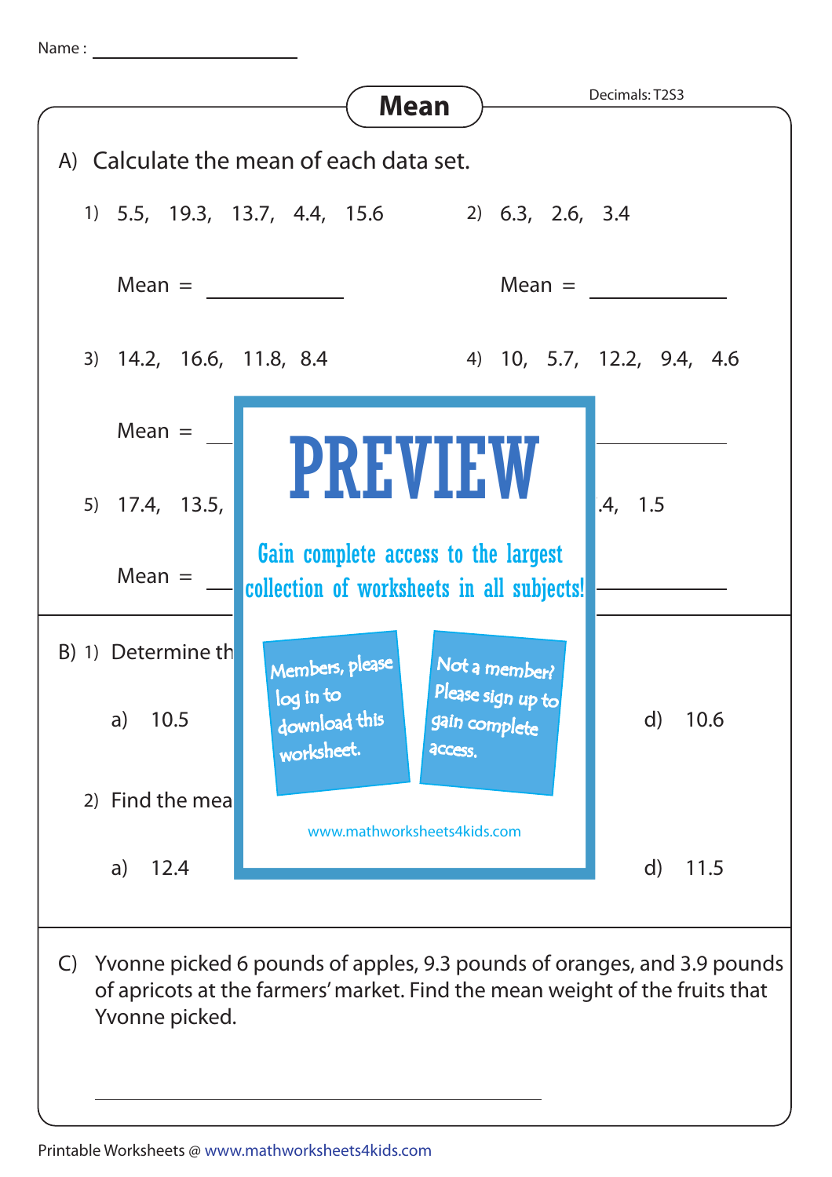Name : ____________________

# Mean

Decimals: T2S3

A) Calculate the mean of each data set.

1) 5.5, 19.3, 13.7, 4.4, 15.6

Mean = ____________

2) 6.3, 2.6, 3.4

Mean = ____________

3) 14.2, 16.6, 11.8, 8.4

Mean = ____________

4) 10, 5.7, 12.2, 9.4, 4.6

____________

5) 17.4, 13.5,

.4, 1.5

Mean = ____________

____________

**PREVIEW**

Gain complete access to the largest collection of worksheets in all subjects!

Members, please log in to download this worksheet.

Not a member? Please sign up to gain complete access.

www.mathworksheets4kids.com

B) 1) Determine th

a) 10.5

d) 10.6

2) Find the mea

a) 12.4

d) 11.5

C) Yvonne picked 6 pounds of apples, 9.3 pounds of oranges, and 3.9 pounds of apricots at the farmers' market. Find the mean weight of the fruits that Yvonne picked.

____________________________________________

Printable Worksheets @ www.mathworksheets4kids.com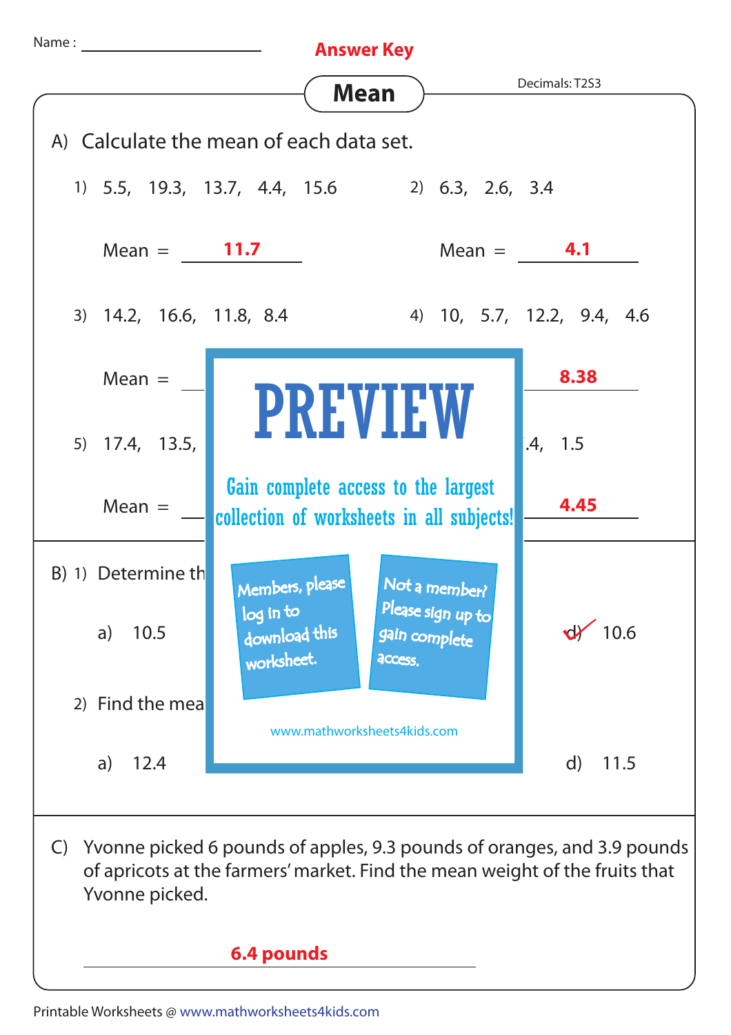Name : ____________________

**Answer Key**

# Mean

Decimals: T2S3

A) Calculate the mean of each data set.

1) 5.5, 19.3, 13.7, 4.4, 15.6

Mean = **11.7**

2) 6.3, 2.6, 3.4

Mean = **4.1**

3) 14.2, 16.6, 11.8, 8.4

Mean = ____

4) 10, 5.7, 12.2, 9.4, 4.6

Mean = **8.38**

5) 17.4, 13.5,

Mean = ____

.4, 1.5

Mean = **4.45**

B) 1) Determine th

a) 10.5

d) 10.6 ✓

2) Find the mea

a) 12.4

d) 11.5

PREVIEW

Gain complete access to the largest collection of worksheets in all subjects!

Members, please log in to download this worksheet.

Not a member? Please sign up to gain complete access.

www.mathworksheets4kids.com

C) Yvonne picked 6 pounds of apples, 9.3 pounds of oranges, and 3.9 pounds of apricots at the farmers' market. Find the mean weight of the fruits that Yvonne picked.

**6.4 pounds**

Printable Worksheets @ www.mathworksheets4kids.com